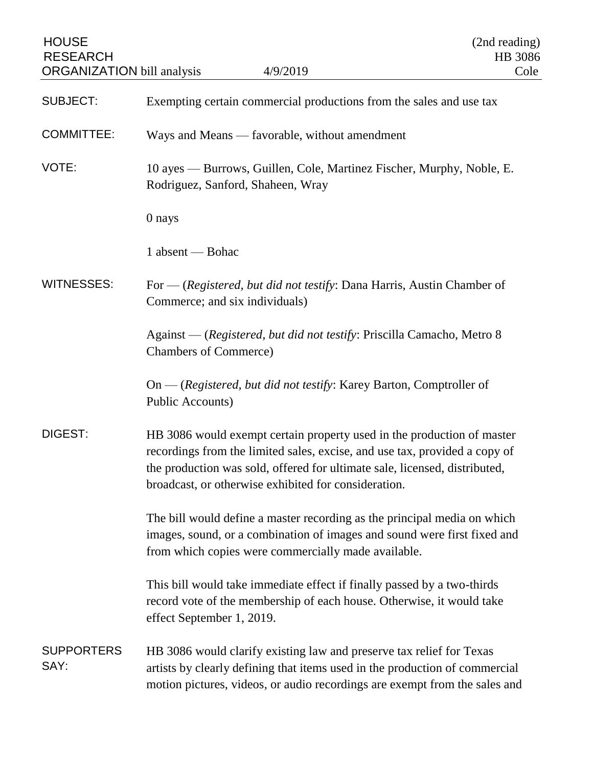HOUSE
RESEARCH
ORGANIZATION bill analysis 4/9/2019

(2nd reading)
HB 3086
Cole

**SUBJECT:** Exempting certain commercial productions from the sales and use tax

**COMMITTEE:** Ways and Means — favorable, without amendment

**VOTE:** 10 ayes — Burrows, Guillen, Cole, Martinez Fischer, Murphy, Noble, E. Rodriguez, Sanford, Shaheen, Wray

0 nays

1 absent — Bohac

**WITNESSES:** For — (*Registered, but did not testify*: Dana Harris, Austin Chamber of Commerce; and six individuals)

Against — (*Registered, but did not testify*: Priscilla Camacho, Metro 8 Chambers of Commerce)

On — (*Registered, but did not testify*: Karey Barton, Comptroller of Public Accounts)

**DIGEST:** HB 3086 would exempt certain property used in the production of master recordings from the limited sales, excise, and use tax, provided a copy of the production was sold, offered for ultimate sale, licensed, distributed, broadcast, or otherwise exhibited for consideration.

The bill would define a master recording as the principal media on which images, sound, or a combination of images and sound were first fixed and from which copies were commercially made available.

This bill would take immediate effect if finally passed by a two-thirds record vote of the membership of each house. Otherwise, it would take effect September 1, 2019.

**SUPPORTERS SAY:** HB 3086 would clarify existing law and preserve tax relief for Texas artists by clearly defining that items used in the production of commercial motion pictures, videos, or audio recordings are exempt from the sales and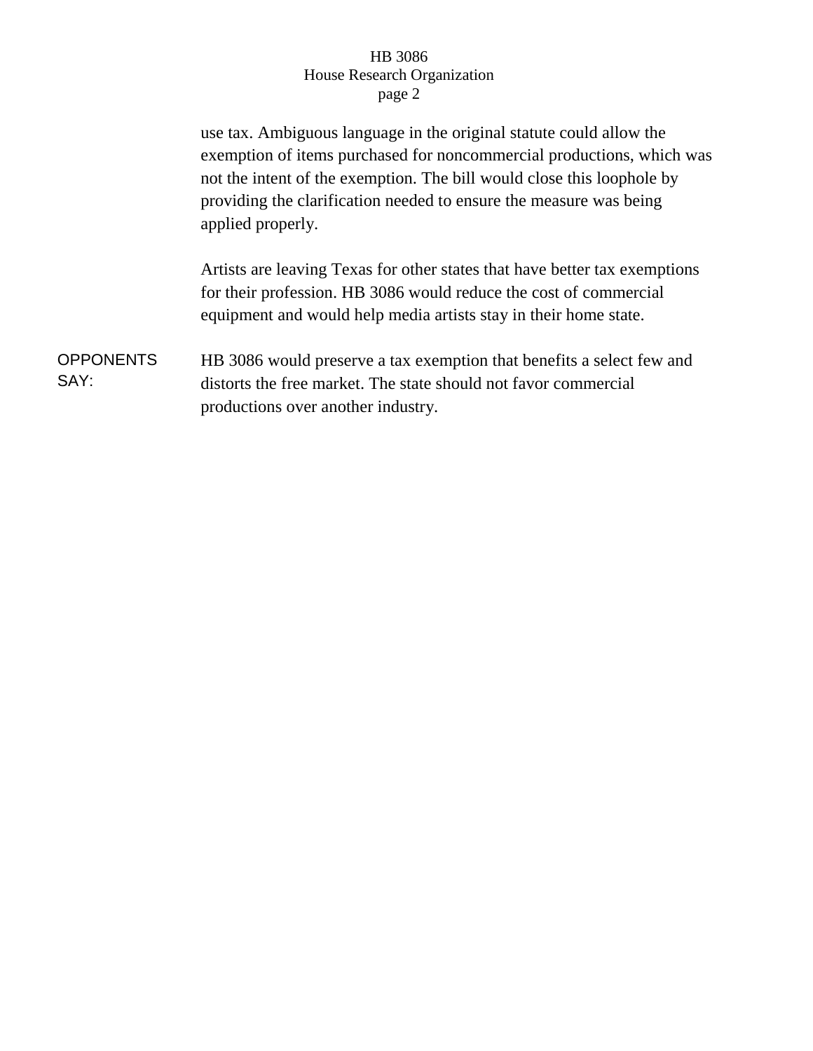use tax. Ambiguous language in the original statute could allow the exemption of items purchased for noncommercial productions, which was not the intent of the exemption. The bill would close this loophole by providing the clarification needed to ensure the measure was being applied properly.

Artists are leaving Texas for other states that have better tax exemptions for their profession. HB 3086 would reduce the cost of commercial equipment and would help media artists stay in their home state.

**OPPONENTS SAY:**

HB 3086 would preserve a tax exemption that benefits a select few and distorts the free market. The state should not favor commercial productions over another industry.